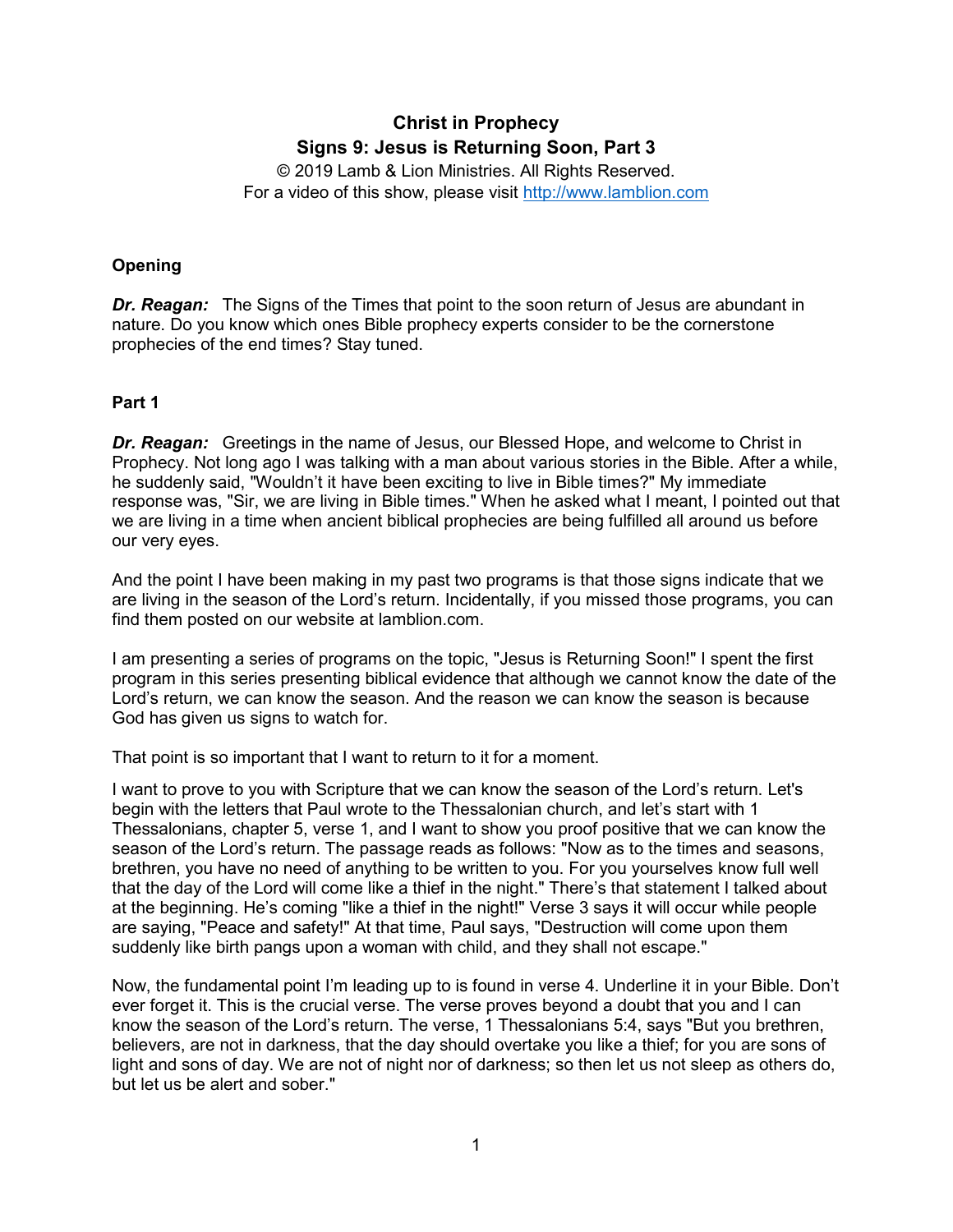# Christ in Prophecy
## Signs 9: Jesus is Returning Soon, Part 3

© 2019 Lamb & Lion Ministries. All Rights Reserved.
For a video of this show, please visit http://www.lamblion.com

### Opening

***Dr. Reagan:*** The Signs of the Times that point to the soon return of Jesus are abundant in nature. Do you know which ones Bible prophecy experts consider to be the cornerstone prophecies of the end times? Stay tuned.

### Part 1

***Dr. Reagan:*** Greetings in the name of Jesus, our Blessed Hope, and welcome to Christ in Prophecy. Not long ago I was talking with a man about various stories in the Bible. After a while, he suddenly said, "Wouldn't it have been exciting to live in Bible times?" My immediate response was, "Sir, we are living in Bible times." When he asked what I meant, I pointed out that we are living in a time when ancient biblical prophecies are being fulfilled all around us before our very eyes.

And the point I have been making in my past two programs is that those signs indicate that we are living in the season of the Lord's return. Incidentally, if you missed those programs, you can find them posted on our website at lamblion.com.

I am presenting a series of programs on the topic, "Jesus is Returning Soon!" I spent the first program in this series presenting biblical evidence that although we cannot know the date of the Lord's return, we can know the season. And the reason we can know the season is because God has given us signs to watch for.

That point is so important that I want to return to it for a moment.

I want to prove to you with Scripture that we can know the season of the Lord's return. Let's begin with the letters that Paul wrote to the Thessalonian church, and let's start with 1 Thessalonians, chapter 5, verse 1, and I want to show you proof positive that we can know the season of the Lord's return. The passage reads as follows: "Now as to the times and seasons, brethren, you have no need of anything to be written to you. For you yourselves know full well that the day of the Lord will come like a thief in the night." There's that statement I talked about at the beginning. He's coming "like a thief in the night!" Verse 3 says it will occur while people are saying, "Peace and safety!" At that time, Paul says, "Destruction will come upon them suddenly like birth pangs upon a woman with child, and they shall not escape."

Now, the fundamental point I'm leading up to is found in verse 4. Underline it in your Bible. Don't ever forget it. This is the crucial verse. The verse proves beyond a doubt that you and I can know the season of the Lord's return. The verse, 1 Thessalonians 5:4, says "But you brethren, believers, are not in darkness, that the day should overtake you like a thief; for you are sons of light and sons of day. We are not of night nor of darkness; so then let us not sleep as others do, but let us be alert and sober."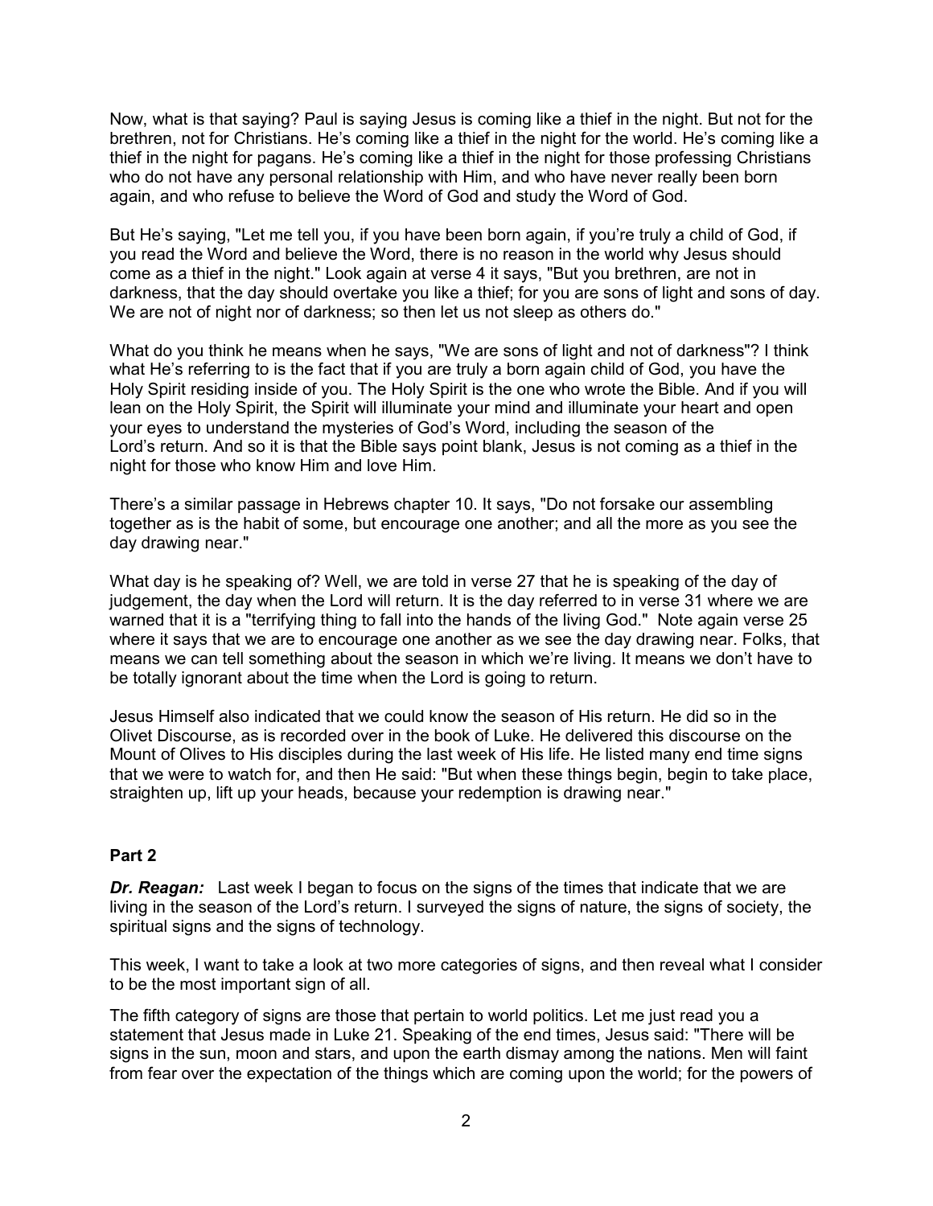Now, what is that saying? Paul is saying Jesus is coming like a thief in the night. But not for the brethren, not for Christians. He's coming like a thief in the night for the world. He's coming like a thief in the night for pagans. He's coming like a thief in the night for those professing Christians who do not have any personal relationship with Him, and who have never really been born again, and who refuse to believe the Word of God and study the Word of God.

But He's saying, "Let me tell you, if you have been born again, if you're truly a child of God, if you read the Word and believe the Word, there is no reason in the world why Jesus should come as a thief in the night." Look again at verse 4 it says, "But you brethren, are not in darkness, that the day should overtake you like a thief; for you are sons of light and sons of day. We are not of night nor of darkness; so then let us not sleep as others do."

What do you think he means when he says, "We are sons of light and not of darkness"? I think what He's referring to is the fact that if you are truly a born again child of God, you have the Holy Spirit residing inside of you. The Holy Spirit is the one who wrote the Bible. And if you will lean on the Holy Spirit, the Spirit will illuminate your mind and illuminate your heart and open your eyes to understand the mysteries of God's Word, including the season of the Lord's return. And so it is that the Bible says point blank, Jesus is not coming as a thief in the night for those who know Him and love Him.

There's a similar passage in Hebrews chapter 10. It says, "Do not forsake our assembling together as is the habit of some, but encourage one another; and all the more as you see the day drawing near."

What day is he speaking of? Well, we are told in verse 27 that he is speaking of the day of judgement, the day when the Lord will return. It is the day referred to in verse 31 where we are warned that it is a "terrifying thing to fall into the hands of the living God." Note again verse 25 where it says that we are to encourage one another as we see the day drawing near. Folks, that means we can tell something about the season in which we're living. It means we don't have to be totally ignorant about the time when the Lord is going to return.

Jesus Himself also indicated that we could know the season of His return. He did so in the Olivet Discourse, as is recorded over in the book of Luke. He delivered this discourse on the Mount of Olives to His disciples during the last week of His life. He listed many end time signs that we were to watch for, and then He said: "But when these things begin, begin to take place, straighten up, lift up your heads, because your redemption is drawing near."

## Part 2

***Dr. Reagan:*** Last week I began to focus on the signs of the times that indicate that we are living in the season of the Lord's return. I surveyed the signs of nature, the signs of society, the spiritual signs and the signs of technology.

This week, I want to take a look at two more categories of signs, and then reveal what I consider to be the most important sign of all.

The fifth category of signs are those that pertain to world politics. Let me just read you a statement that Jesus made in Luke 21. Speaking of the end times, Jesus said: "There will be signs in the sun, moon and stars, and upon the earth dismay among the nations. Men will faint from fear over the expectation of the things which are coming upon the world; for the powers of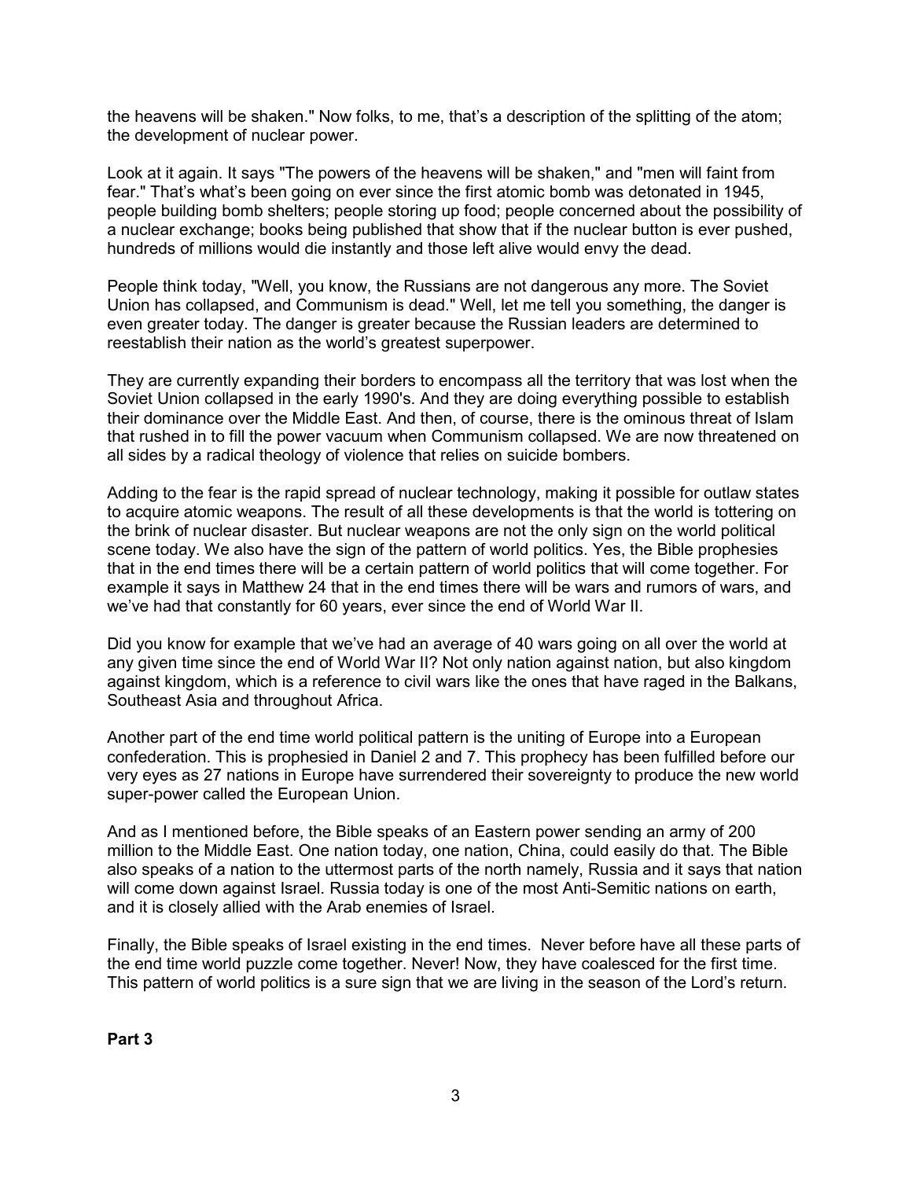the heavens will be shaken." Now folks, to me, that's a description of the splitting of the atom; the development of nuclear power.

Look at it again. It says "The powers of the heavens will be shaken," and "men will faint from fear." That's what's been going on ever since the first atomic bomb was detonated in 1945, people building bomb shelters; people storing up food; people concerned about the possibility of a nuclear exchange; books being published that show that if the nuclear button is ever pushed, hundreds of millions would die instantly and those left alive would envy the dead.

People think today, "Well, you know, the Russians are not dangerous any more. The Soviet Union has collapsed, and Communism is dead." Well, let me tell you something, the danger is even greater today. The danger is greater because the Russian leaders are determined to reestablish their nation as the world's greatest superpower.

They are currently expanding their borders to encompass all the territory that was lost when the Soviet Union collapsed in the early 1990's. And they are doing everything possible to establish their dominance over the Middle East. And then, of course, there is the ominous threat of Islam that rushed in to fill the power vacuum when Communism collapsed. We are now threatened on all sides by a radical theology of violence that relies on suicide bombers.

Adding to the fear is the rapid spread of nuclear technology, making it possible for outlaw states to acquire atomic weapons. The result of all these developments is that the world is tottering on the brink of nuclear disaster. But nuclear weapons are not the only sign on the world political scene today. We also have the sign of the pattern of world politics. Yes, the Bible prophesies that in the end times there will be a certain pattern of world politics that will come together. For example it says in Matthew 24 that in the end times there will be wars and rumors of wars, and we've had that constantly for 60 years, ever since the end of World War II.

Did you know for example that we've had an average of 40 wars going on all over the world at any given time since the end of World War II? Not only nation against nation, but also kingdom against kingdom, which is a reference to civil wars like the ones that have raged in the Balkans, Southeast Asia and throughout Africa.

Another part of the end time world political pattern is the uniting of Europe into a European confederation. This is prophesied in Daniel 2 and 7. This prophecy has been fulfilled before our very eyes as 27 nations in Europe have surrendered their sovereignty to produce the new world super-power called the European Union.

And as I mentioned before, the Bible speaks of an Eastern power sending an army of 200 million to the Middle East. One nation today, one nation, China, could easily do that. The Bible also speaks of a nation to the uttermost parts of the north namely, Russia and it says that nation will come down against Israel. Russia today is one of the most Anti-Semitic nations on earth, and it is closely allied with the Arab enemies of Israel.

Finally, the Bible speaks of Israel existing in the end times. Never before have all these parts of the end time world puzzle come together. Never! Now, they have coalesced for the first time. This pattern of world politics is a sure sign that we are living in the season of the Lord's return.

**Part 3**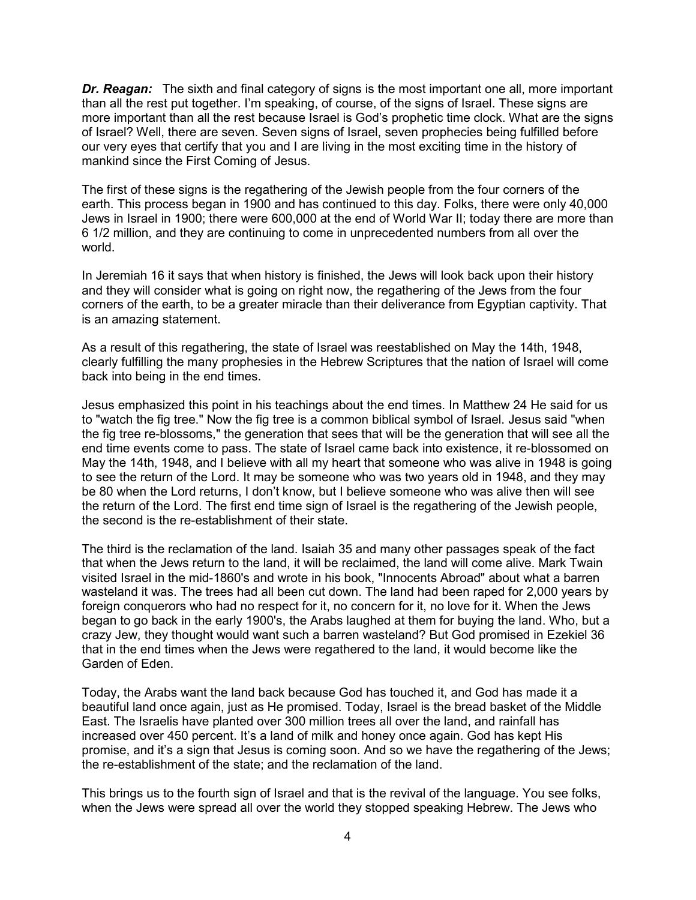***Dr. Reagan:*** The sixth and final category of signs is the most important one all, more important than all the rest put together. I'm speaking, of course, of the signs of Israel. These signs are more important than all the rest because Israel is God's prophetic time clock. What are the signs of Israel? Well, there are seven. Seven signs of Israel, seven prophecies being fulfilled before our very eyes that certify that you and I are living in the most exciting time in the history of mankind since the First Coming of Jesus.

The first of these signs is the regathering of the Jewish people from the four corners of the earth. This process began in 1900 and has continued to this day. Folks, there were only 40,000 Jews in Israel in 1900; there were 600,000 at the end of World War II; today there are more than 6 1/2 million, and they are continuing to come in unprecedented numbers from all over the world.

In Jeremiah 16 it says that when history is finished, the Jews will look back upon their history and they will consider what is going on right now, the regathering of the Jews from the four corners of the earth, to be a greater miracle than their deliverance from Egyptian captivity. That is an amazing statement.

As a result of this regathering, the state of Israel was reestablished on May the 14th, 1948, clearly fulfilling the many prophesies in the Hebrew Scriptures that the nation of Israel will come back into being in the end times.

Jesus emphasized this point in his teachings about the end times. In Matthew 24 He said for us to "watch the fig tree." Now the fig tree is a common biblical symbol of Israel. Jesus said "when the fig tree re-blossoms," the generation that sees that will be the generation that will see all the end time events come to pass. The state of Israel came back into existence, it re-blossomed on May the 14th, 1948, and I believe with all my heart that someone who was alive in 1948 is going to see the return of the Lord. It may be someone who was two years old in 1948, and they may be 80 when the Lord returns, I don't know, but I believe someone who was alive then will see the return of the Lord. The first end time sign of Israel is the regathering of the Jewish people, the second is the re-establishment of their state.

The third is the reclamation of the land. Isaiah 35 and many other passages speak of the fact that when the Jews return to the land, it will be reclaimed, the land will come alive. Mark Twain visited Israel in the mid-1860's and wrote in his book, "Innocents Abroad" about what a barren wasteland it was. The trees had all been cut down. The land had been raped for 2,000 years by foreign conquerors who had no respect for it, no concern for it, no love for it. When the Jews began to go back in the early 1900's, the Arabs laughed at them for buying the land. Who, but a crazy Jew, they thought would want such a barren wasteland? But God promised in Ezekiel 36 that in the end times when the Jews were regathered to the land, it would become like the Garden of Eden.

Today, the Arabs want the land back because God has touched it, and God has made it a beautiful land once again, just as He promised. Today, Israel is the bread basket of the Middle East. The Israelis have planted over 300 million trees all over the land, and rainfall has increased over 450 percent. It's a land of milk and honey once again. God has kept His promise, and it's a sign that Jesus is coming soon. And so we have the regathering of the Jews; the re-establishment of the state; and the reclamation of the land.

This brings us to the fourth sign of Israel and that is the revival of the language. You see folks, when the Jews were spread all over the world they stopped speaking Hebrew. The Jews who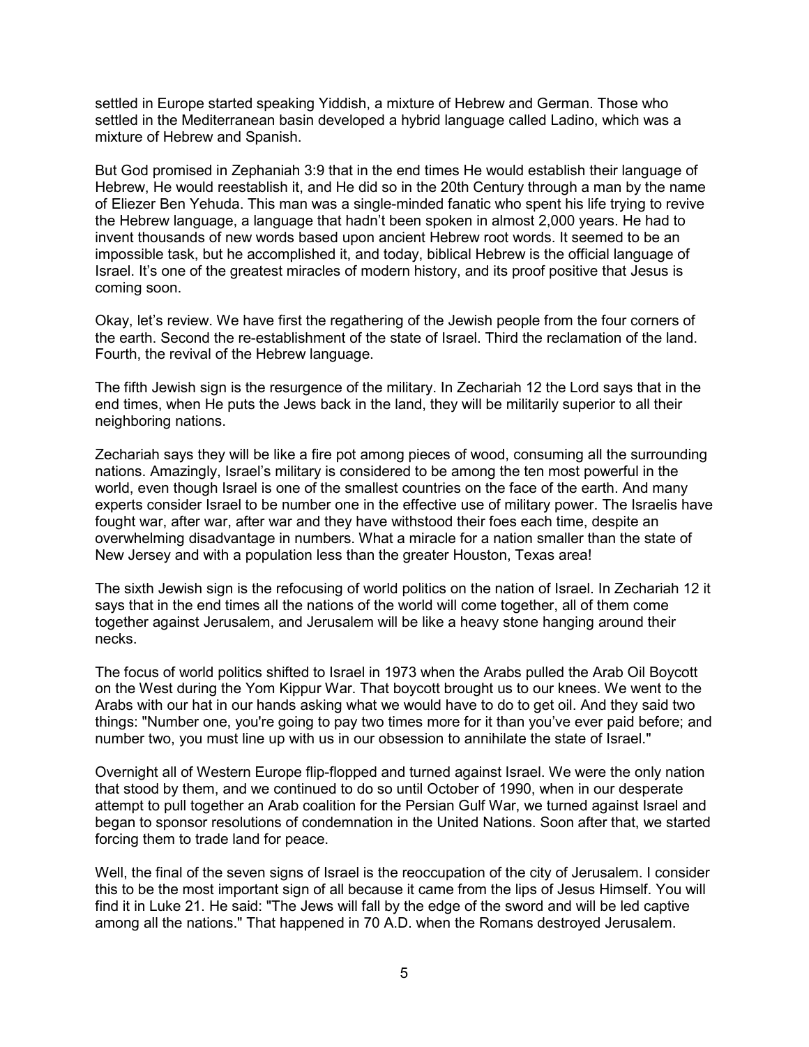settled in Europe started speaking Yiddish, a mixture of Hebrew and German. Those who settled in the Mediterranean basin developed a hybrid language called Ladino, which was a mixture of Hebrew and Spanish.

But God promised in Zephaniah 3:9 that in the end times He would establish their language of Hebrew, He would reestablish it, and He did so in the 20th Century through a man by the name of Eliezer Ben Yehuda. This man was a single-minded fanatic who spent his life trying to revive the Hebrew language, a language that hadn't been spoken in almost 2,000 years. He had to invent thousands of new words based upon ancient Hebrew root words. It seemed to be an impossible task, but he accomplished it, and today, biblical Hebrew is the official language of Israel. It's one of the greatest miracles of modern history, and its proof positive that Jesus is coming soon.

Okay, let's review. We have first the regathering of the Jewish people from the four corners of the earth. Second the re-establishment of the state of Israel. Third the reclamation of the land. Fourth, the revival of the Hebrew language.

The fifth Jewish sign is the resurgence of the military. In Zechariah 12 the Lord says that in the end times, when He puts the Jews back in the land, they will be militarily superior to all their neighboring nations.

Zechariah says they will be like a fire pot among pieces of wood, consuming all the surrounding nations. Amazingly, Israel's military is considered to be among the ten most powerful in the world, even though Israel is one of the smallest countries on the face of the earth. And many experts consider Israel to be number one in the effective use of military power. The Israelis have fought war, after war, after war and they have withstood their foes each time, despite an overwhelming disadvantage in numbers. What a miracle for a nation smaller than the state of New Jersey and with a population less than the greater Houston, Texas area!

The sixth Jewish sign is the refocusing of world politics on the nation of Israel. In Zechariah 12 it says that in the end times all the nations of the world will come together, all of them come together against Jerusalem, and Jerusalem will be like a heavy stone hanging around their necks.

The focus of world politics shifted to Israel in 1973 when the Arabs pulled the Arab Oil Boycott on the West during the Yom Kippur War. That boycott brought us to our knees. We went to the Arabs with our hat in our hands asking what we would have to do to get oil. And they said two things: "Number one, you're going to pay two times more for it than you've ever paid before; and number two, you must line up with us in our obsession to annihilate the state of Israel."

Overnight all of Western Europe flip-flopped and turned against Israel. We were the only nation that stood by them, and we continued to do so until October of 1990, when in our desperate attempt to pull together an Arab coalition for the Persian Gulf War, we turned against Israel and began to sponsor resolutions of condemnation in the United Nations. Soon after that, we started forcing them to trade land for peace.

Well, the final of the seven signs of Israel is the reoccupation of the city of Jerusalem. I consider this to be the most important sign of all because it came from the lips of Jesus Himself. You will find it in Luke 21. He said: "The Jews will fall by the edge of the sword and will be led captive among all the nations." That happened in 70 A.D. when the Romans destroyed Jerusalem.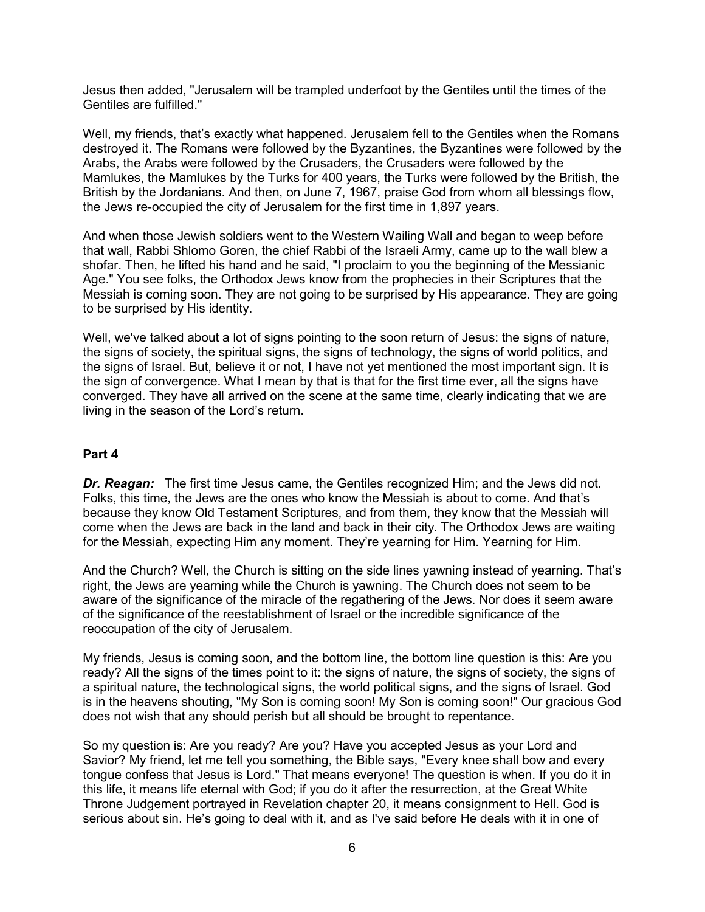Jesus then added, "Jerusalem will be trampled underfoot by the Gentiles until the times of the Gentiles are fulfilled."

Well, my friends, that's exactly what happened. Jerusalem fell to the Gentiles when the Romans destroyed it. The Romans were followed by the Byzantines, the Byzantines were followed by the Arabs, the Arabs were followed by the Crusaders, the Crusaders were followed by the Mamlukes, the Mamlukes by the Turks for 400 years, the Turks were followed by the British, the British by the Jordanians. And then, on June 7, 1967, praise God from whom all blessings flow, the Jews re-occupied the city of Jerusalem for the first time in 1,897 years.

And when those Jewish soldiers went to the Western Wailing Wall and began to weep before that wall, Rabbi Shlomo Goren, the chief Rabbi of the Israeli Army, came up to the wall blew a shofar. Then, he lifted his hand and he said, "I proclaim to you the beginning of the Messianic Age." You see folks, the Orthodox Jews know from the prophecies in their Scriptures that the Messiah is coming soon. They are not going to be surprised by His appearance. They are going to be surprised by His identity.

Well, we've talked about a lot of signs pointing to the soon return of Jesus: the signs of nature, the signs of society, the spiritual signs, the signs of technology, the signs of world politics, and the signs of Israel. But, believe it or not, I have not yet mentioned the most important sign. It is the sign of convergence. What I mean by that is that for the first time ever, all the signs have converged. They have all arrived on the scene at the same time, clearly indicating that we are living in the season of the Lord's return.

**Part 4**

***Dr. Reagan:*** The first time Jesus came, the Gentiles recognized Him; and the Jews did not. Folks, this time, the Jews are the ones who know the Messiah is about to come. And that's because they know Old Testament Scriptures, and from them, they know that the Messiah will come when the Jews are back in the land and back in their city. The Orthodox Jews are waiting for the Messiah, expecting Him any moment. They're yearning for Him. Yearning for Him.

And the Church? Well, the Church is sitting on the side lines yawning instead of yearning. That's right, the Jews are yearning while the Church is yawning. The Church does not seem to be aware of the significance of the miracle of the regathering of the Jews. Nor does it seem aware of the significance of the reestablishment of Israel or the incredible significance of the reoccupation of the city of Jerusalem.

My friends, Jesus is coming soon, and the bottom line, the bottom line question is this: Are you ready? All the signs of the times point to it: the signs of nature, the signs of society, the signs of a spiritual nature, the technological signs, the world political signs, and the signs of Israel. God is in the heavens shouting, "My Son is coming soon! My Son is coming soon!" Our gracious God does not wish that any should perish but all should be brought to repentance.

So my question is: Are you ready? Are you? Have you accepted Jesus as your Lord and Savior? My friend, let me tell you something, the Bible says, "Every knee shall bow and every tongue confess that Jesus is Lord." That means everyone! The question is when. If you do it in this life, it means life eternal with God; if you do it after the resurrection, at the Great White Throne Judgement portrayed in Revelation chapter 20, it means consignment to Hell. God is serious about sin. He's going to deal with it, and as I've said before He deals with it in one of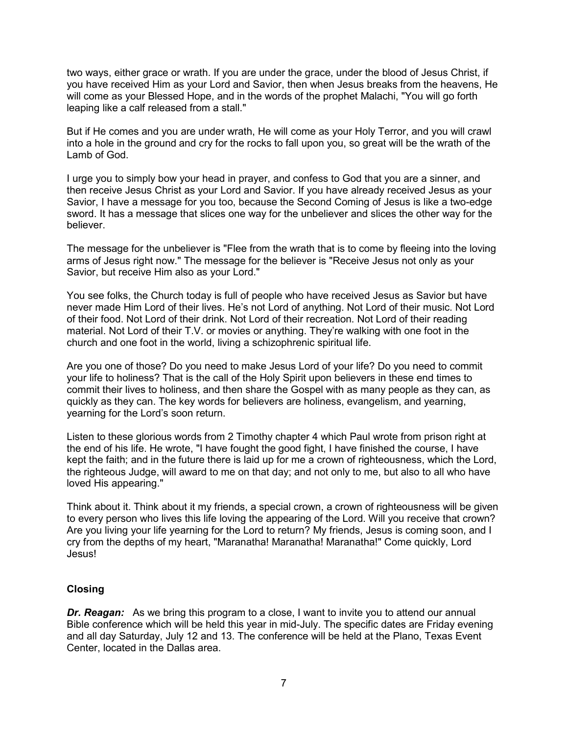two ways, either grace or wrath. If you are under the grace, under the blood of Jesus Christ, if you have received Him as your Lord and Savior, then when Jesus breaks from the heavens, He will come as your Blessed Hope, and in the words of the prophet Malachi, "You will go forth leaping like a calf released from a stall."

But if He comes and you are under wrath, He will come as your Holy Terror, and you will crawl into a hole in the ground and cry for the rocks to fall upon you, so great will be the wrath of the Lamb of God.

I urge you to simply bow your head in prayer, and confess to God that you are a sinner, and then receive Jesus Christ as your Lord and Savior. If you have already received Jesus as your Savior, I have a message for you too, because the Second Coming of Jesus is like a two-edge sword. It has a message that slices one way for the unbeliever and slices the other way for the believer.

The message for the unbeliever is "Flee from the wrath that is to come by fleeing into the loving arms of Jesus right now." The message for the believer is "Receive Jesus not only as your Savior, but receive Him also as your Lord."

You see folks, the Church today is full of people who have received Jesus as Savior but have never made Him Lord of their lives. He's not Lord of anything. Not Lord of their music. Not Lord of their food. Not Lord of their drink. Not Lord of their recreation. Not Lord of their reading material. Not Lord of their T.V. or movies or anything. They're walking with one foot in the church and one foot in the world, living a schizophrenic spiritual life.

Are you one of those? Do you need to make Jesus Lord of your life? Do you need to commit your life to holiness? That is the call of the Holy Spirit upon believers in these end times to commit their lives to holiness, and then share the Gospel with as many people as they can, as quickly as they can. The key words for believers are holiness, evangelism, and yearning, yearning for the Lord's soon return.

Listen to these glorious words from 2 Timothy chapter 4 which Paul wrote from prison right at the end of his life. He wrote, "I have fought the good fight, I have finished the course, I have kept the faith; and in the future there is laid up for me a crown of righteousness, which the Lord, the righteous Judge, will award to me on that day; and not only to me, but also to all who have loved His appearing."

Think about it. Think about it my friends, a special crown, a crown of righteousness will be given to every person who lives this life loving the appearing of the Lord. Will you receive that crown? Are you living your life yearning for the Lord to return? My friends, Jesus is coming soon, and I cry from the depths of my heart, "Maranatha! Maranatha! Maranatha!" Come quickly, Lord Jesus!

## Closing

***Dr. Reagan:*** As we bring this program to a close, I want to invite you to attend our annual Bible conference which will be held this year in mid-July. The specific dates are Friday evening and all day Saturday, July 12 and 13. The conference will be held at the Plano, Texas Event Center, located in the Dallas area.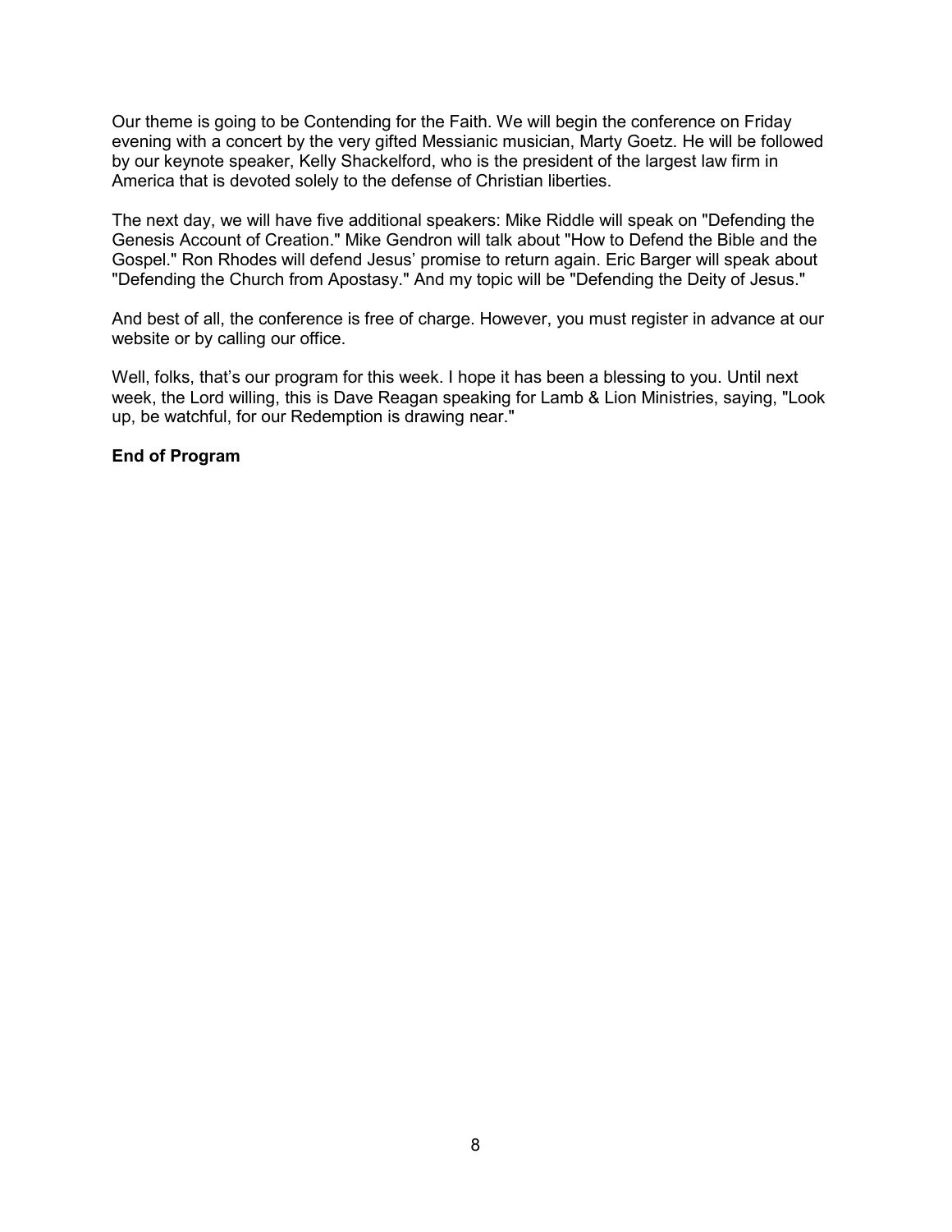Our theme is going to be Contending for the Faith. We will begin the conference on Friday evening with a concert by the very gifted Messianic musician, Marty Goetz. He will be followed by our keynote speaker, Kelly Shackelford, who is the president of the largest law firm in America that is devoted solely to the defense of Christian liberties.

The next day, we will have five additional speakers: Mike Riddle will speak on "Defending the Genesis Account of Creation." Mike Gendron will talk about "How to Defend the Bible and the Gospel." Ron Rhodes will defend Jesus' promise to return again. Eric Barger will speak about "Defending the Church from Apostasy." And my topic will be "Defending the Deity of Jesus."

And best of all, the conference is free of charge. However, you must register in advance at our website or by calling our office.

Well, folks, that's our program for this week. I hope it has been a blessing to you. Until next week, the Lord willing, this is Dave Reagan speaking for Lamb & Lion Ministries, saying, "Look up, be watchful, for our Redemption is drawing near."

**End of Program**